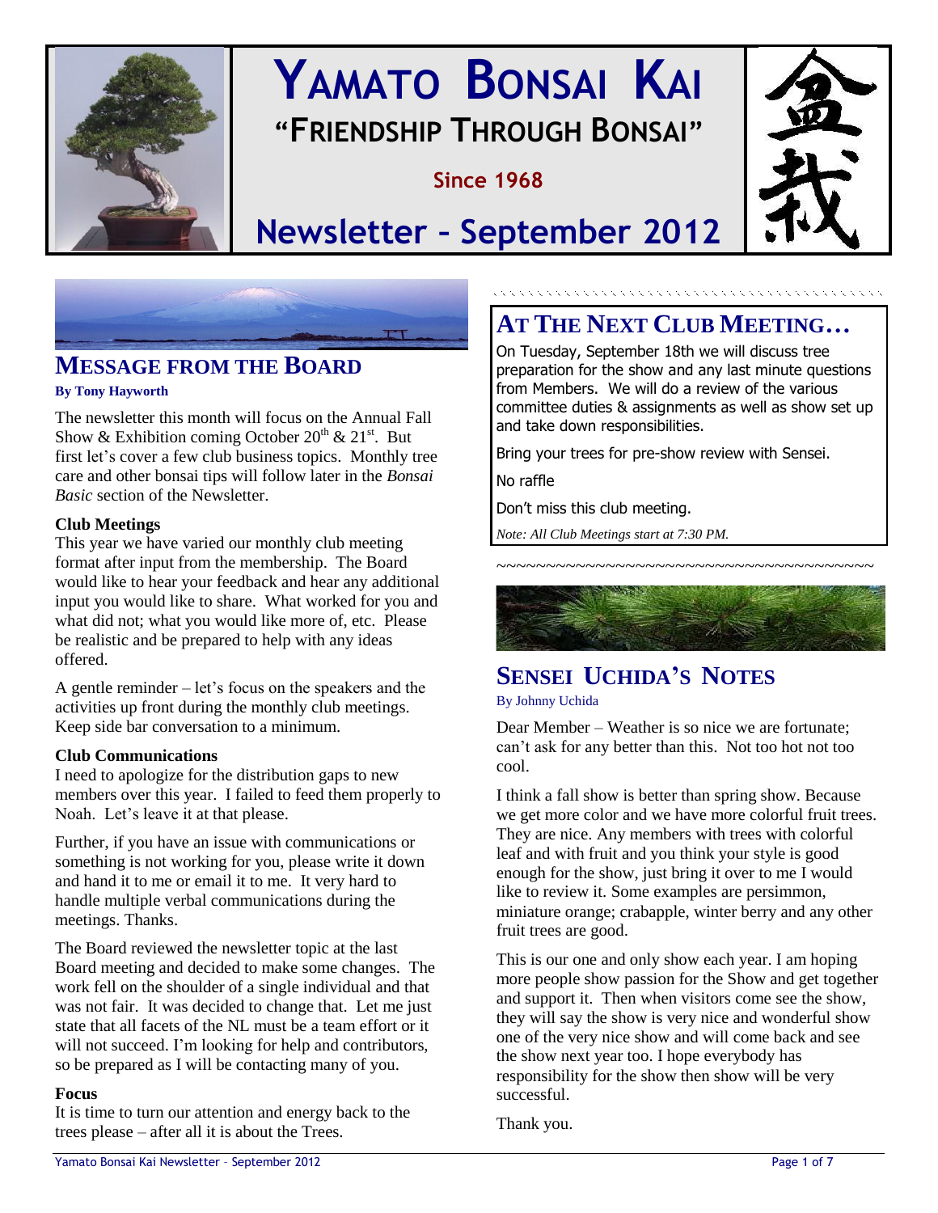# YAMATO BONSAI KAI

## "FRIENDSHIP THROUGH BONSAI"

**Since 1968**

# Newsletter – September 2012

## MESSAGE FROM THE BOARD

**By Tony Hayworth**

The newsletter this month will focus on the Annual Fall Show & Exhibition coming October 20th & 21st. But first let's cover a few club business topics. Monthly tree care and other bonsai tips will follow later in the *Bonsai Basic* section of the Newsletter.

**Club Meetings**

This year we have varied our monthly club meeting format after input from the membership. The Board would like to hear your feedback and hear any additional input you would like to share. What worked for you and what did not; what you would like more of, etc. Please be realistic and be prepared to help with any ideas offered.

A gentle reminder – let's focus on the speakers and the activities up front during the monthly club meetings. Keep side bar conversation to a minimum.

**Club Communications**

I need to apologize for the distribution gaps to new members over this year. I failed to feed them properly to Noah. Let's leave it at that please.

Further, if you have an issue with communications or something is not working for you, please write it down and hand it to me or email it to me. It very hard to handle multiple verbal communications during the meetings. Thanks.

The Board reviewed the newsletter topic at the last Board meeting and decided to make some changes. The work fell on the shoulder of a single individual and that was not fair. It was decided to change that. Let me just state that all facets of the NL must be a team effort or it will not succeed. I'm looking for help and contributors, so be prepared as I will be contacting many of you.

**Focus**

It is time to turn our attention and energy back to the trees please – after all it is about the Trees.

## AT THE NEXT CLUB MEETING…

On Tuesday, September 18th we will discuss tree preparation for the show and any last minute questions from Members. We will do a review of the various committee duties & assignments as well as show set up and take down responsibilities.

Bring your trees for pre-show review with Sensei.

No raffle

Don't miss this club meeting.

*Note: All Club Meetings start at 7:30 PM.*

~~~~~~~~~~~~~~~~~~~~~~~~~~~~~~~~~~~~~~~~

## SENSEI UCHIDA'S NOTES

By Johnny Uchida

Dear Member – Weather is so nice we are fortunate; can't ask for any better than this. Not too hot not too cool.

I think a fall show is better than spring show. Because we get more color and we have more colorful fruit trees. They are nice. Any members with trees with colorful leaf and with fruit and you think your style is good enough for the show, just bring it over to me I would like to review it. Some examples are persimmon, miniature orange; crabapple, winter berry and any other fruit trees are good.

This is our one and only show each year. I am hoping more people show passion for the Show and get together and support it. Then when visitors come see the show, they will say the show is very nice and wonderful show one of the very nice show and will come back and see the show next year too. I hope everybody has responsibility for the show then show will be very successful.

Thank you.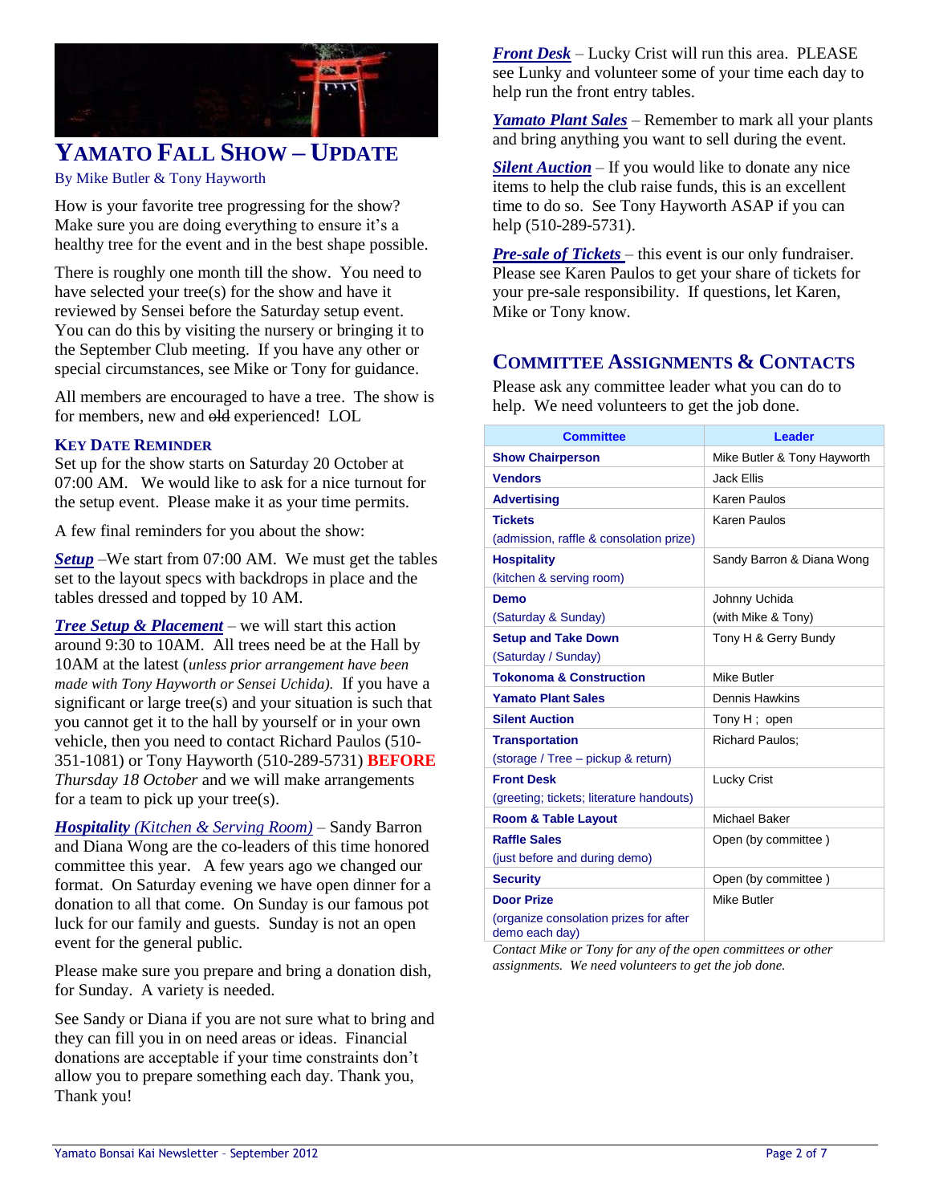# YAMATO FALL SHOW – UPDATE

By Mike Butler & Tony Hayworth

How is your favorite tree progressing for the show? Make sure you are doing everything to ensure it's a healthy tree for the event and in the best shape possible.

There is roughly one month till the show. You need to have selected your tree(s) for the show and have it reviewed by Sensei before the Saturday setup event. You can do this by visiting the nursery or bringing it to the September Club meeting. If you have any other or special circumstances, see Mike or Tony for guidance.

All members are encouraged to have a tree. The show is for members, new and ~~old~~ experienced! LOL

### KEY DATE REMINDER

Set up for the show starts on Saturday 20 October at 07:00 AM. We would like to ask for a nice turnout for the setup event. Please make it as your time permits.

A few final reminders for you about the show:

***Setup*** –We start from 07:00 AM. We must get the tables set to the layout specs with backdrops in place and the tables dressed and topped by 10 AM.

***Tree Setup & Placement*** – we will start this action around 9:30 to 10AM. All trees need be at the Hall by 10AM at the latest (*unless prior arrangement have been made with Tony Hayworth or Sensei Uchida).* If you have a significant or large tree(s) and your situation is such that you cannot get it to the hall by yourself or in your own vehicle, then you need to contact Richard Paulos (510-351-1081) or Tony Hayworth (510-289-5731) **BEFORE** *Thursday 18 October* and we will make arrangements for a team to pick up your tree(s).

***Hospitality** (Kitchen & Serving Room)* – Sandy Barron and Diana Wong are the co-leaders of this time honored committee this year. A few years ago we changed our format. On Saturday evening we have open dinner for a donation to all that come. On Sunday is our famous pot luck for our family and guests. Sunday is not an open event for the general public.

Please make sure you prepare and bring a donation dish, for Sunday. A variety is needed.

See Sandy or Diana if you are not sure what to bring and they can fill you in on need areas or ideas. Financial donations are acceptable if your time constraints don't allow you to prepare something each day. Thank you, Thank you!

***Front Desk*** – Lucky Crist will run this area. PLEASE see Lunky and volunteer some of your time each day to help run the front entry tables.

***Yamato Plant Sales*** – Remember to mark all your plants and bring anything you want to sell during the event.

***Silent Auction*** – If you would like to donate any nice items to help the club raise funds, this is an excellent time to do so. See Tony Hayworth ASAP if you can help (510-289-5731).

***Pre-sale of Tickets*** – this event is our only fundraiser. Please see Karen Paulos to get your share of tickets for your pre-sale responsibility. If questions, let Karen, Mike or Tony know.

## COMMITTEE ASSIGNMENTS & CONTACTS

Please ask any committee leader what you can do to help. We need volunteers to get the job done.

| Committee | Leader |
|---|---|
| **Show Chairperson** | Mike Butler & Tony Hayworth |
| **Vendors** | Jack Ellis |
| **Advertising** | Karen Paulos |
| **Tickets** (admission, raffle & consolation prize) | Karen Paulos |
| **Hospitality** (kitchen & serving room) | Sandy Barron & Diana Wong |
| **Demo** (Saturday & Sunday) | Johnny Uchida (with Mike & Tony) |
| **Setup and Take Down** (Saturday / Sunday) | Tony H & Gerry Bundy |
| **Tokonoma & Construction** | Mike Butler |
| **Yamato Plant Sales** | Dennis Hawkins |
| **Silent Auction** | Tony H ; open |
| **Transportation** (storage / Tree – pickup & return) | Richard Paulos; |
| **Front Desk** (greeting; tickets; literature handouts) | Lucky Crist |
| **Room & Table Layout** | Michael Baker |
| **Raffle Sales** (just before and during demo) | Open (by committee ) |
| **Security** | Open (by committee ) |
| **Door Prize** (organize consolation prizes for after demo each day) | Mike Butler |

*Contact Mike or Tony for any of the open committees or other assignments. We need volunteers to get the job done.*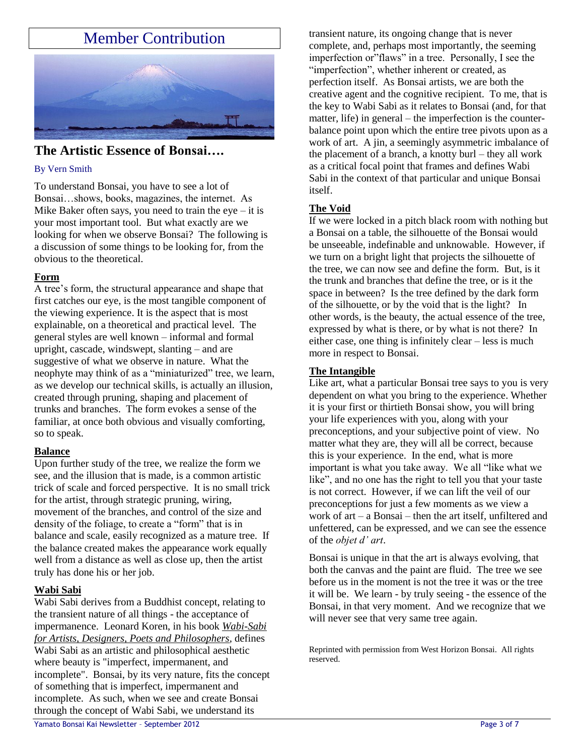# Member Contribution

## The Artistic Essence of Bonsai….

By Vern Smith

To understand Bonsai, you have to see a lot of Bonsai…shows, books, magazines, the internet. As Mike Baker often says, you need to train the eye – it is your most important tool. But what exactly are we looking for when we observe Bonsai? The following is a discussion of some things to be looking for, from the obvious to the theoretical.

### Form

A tree's form, the structural appearance and shape that first catches our eye, is the most tangible component of the viewing experience. It is the aspect that is most explainable, on a theoretical and practical level. The general styles are well known – informal and formal upright, cascade, windswept, slanting – and are suggestive of what we observe in nature. What the neophyte may think of as a "miniaturized" tree, we learn, as we develop our technical skills, is actually an illusion, created through pruning, shaping and placement of trunks and branches. The form evokes a sense of the familiar, at once both obvious and visually comforting, so to speak.

### Balance

Upon further study of the tree, we realize the form we see, and the illusion that is made, is a common artistic trick of scale and forced perspective. It is no small trick for the artist, through strategic pruning, wiring, movement of the branches, and control of the size and density of the foliage, to create a "form" that is in balance and scale, easily recognized as a mature tree. If the balance created makes the appearance work equally well from a distance as well as close up, then the artist truly has done his or her job.

### Wabi Sabi

Wabi Sabi derives from a Buddhist concept, relating to the transient nature of all things - the acceptance of impermanence. Leonard Koren, in his book *Wabi-Sabi for Artists, Designers, Poets and Philosophers*, defines Wabi Sabi as an artistic and philosophical aesthetic where beauty is "imperfect, impermanent, and incomplete". Bonsai, by its very nature, fits the concept of something that is imperfect, impermanent and incomplete. As such, when we see and create Bonsai through the concept of Wabi Sabi, we understand its transient nature, its ongoing change that is never complete, and, perhaps most importantly, the seeming imperfection or"flaws" in a tree. Personally, I see the "imperfection", whether inherent or created, as perfection itself. As Bonsai artists, we are both the creative agent and the cognitive recipient. To me, that is the key to Wabi Sabi as it relates to Bonsai (and, for that matter, life) in general – the imperfection is the counter-balance point upon which the entire tree pivots upon as a work of art. A jin, a seemingly asymmetric imbalance of the placement of a branch, a knotty burl – they all work as a critical focal point that frames and defines Wabi Sabi in the context of that particular and unique Bonsai itself.

### The Void

If we were locked in a pitch black room with nothing but a Bonsai on a table, the silhouette of the Bonsai would be unseeable, indefinable and unknowable. However, if we turn on a bright light that projects the silhouette of the tree, we can now see and define the form. But, is it the trunk and branches that define the tree, or is it the space in between? Is the tree defined by the dark form of the silhouette, or by the void that is the light? In other words, is the beauty, the actual essence of the tree, expressed by what is there, or by what is not there? In either case, one thing is infinitely clear – less is much more in respect to Bonsai.

### The Intangible

Like art, what a particular Bonsai tree says to you is very dependent on what you bring to the experience. Whether it is your first or thirtieth Bonsai show, you will bring your life experiences with you, along with your preconceptions, and your subjective point of view. No matter what they are, they will all be correct, because this is your experience. In the end, what is more important is what you take away. We all "like what we like", and no one has the right to tell you that your taste is not correct. However, if we can lift the veil of our preconceptions for just a few moments as we view a work of art – a Bonsai – then the art itself, unfiltered and unfettered, can be expressed, and we can see the essence of the *objet d' art*.

Bonsai is unique in that the art is always evolving, that both the canvas and the paint are fluid. The tree we see before us in the moment is not the tree it was or the tree it will be. We learn - by truly seeing - the essence of the Bonsai, in that very moment. And we recognize that we will never see that very same tree again.

Reprinted with permission from West Horizon Bonsai. All rights reserved.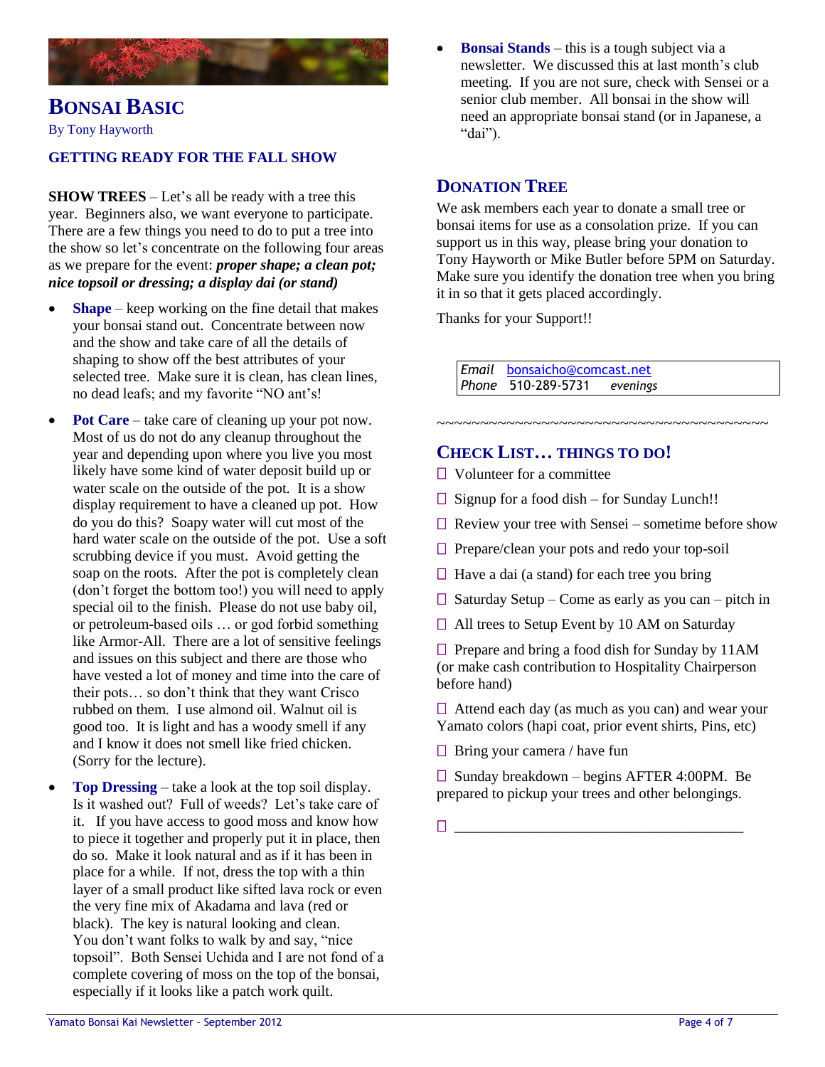## BONSAI BASIC

By Tony Hayworth

### GETTING READY FOR THE FALL SHOW

**SHOW TREES** – Let's all be ready with a tree this year. Beginners also, we want everyone to participate. There are a few things you need to do to put a tree into the show so let's concentrate on the following four areas as we prepare for the event: ***proper shape; a clean pot; nice topsoil or dressing; a display dai (or stand)***

- **Shape** – keep working on the fine detail that makes your bonsai stand out. Concentrate between now and the show and take care of all the details of shaping to show off the best attributes of your selected tree. Make sure it is clean, has clean lines, no dead leafs; and my favorite "NO ant's!
- **Pot Care** – take care of cleaning up your pot now. Most of us do not do any cleanup throughout the year and depending upon where you live you most likely have some kind of water deposit build up or water scale on the outside of the pot. It is a show display requirement to have a cleaned up pot. How do you do this? Soapy water will cut most of the hard water scale on the outside of the pot. Use a soft scrubbing device if you must. Avoid getting the soap on the roots. After the pot is completely clean (don't forget the bottom too!) you will need to apply special oil to the finish. Please do not use baby oil, or petroleum-based oils … or god forbid something like Armor-All. There are a lot of sensitive feelings and issues on this subject and there are those who have vested a lot of money and time into the care of their pots… so don't think that they want Crisco rubbed on them. I use almond oil. Walnut oil is good too. It is light and has a woody smell if any and I know it does not smell like fried chicken. (Sorry for the lecture).
- **Top Dressing** – take a look at the top soil display. Is it washed out? Full of weeds? Let's take care of it. If you have access to good moss and know how to piece it together and properly put it in place, then do so. Make it look natural and as if it has been in place for a while. If not, dress the top with a thin layer of a small product like sifted lava rock or even the very fine mix of Akadama and lava (red or black). The key is natural looking and clean. You don't want folks to walk by and say, "nice topsoil". Both Sensei Uchida and I are not fond of a complete covering of moss on the top of the bonsai, especially if it looks like a patch work quilt.
- **Bonsai Stands** – this is a tough subject via a newsletter. We discussed this at last month's club meeting. If you are not sure, check with Sensei or a senior club member. All bonsai in the show will need an appropriate bonsai stand (or in Japanese, a "dai").

## DONATION TREE

We ask members each year to donate a small tree or bonsai items for use as a consolation prize. If you can support us in this way, please bring your donation to Tony Hayworth or Mike Butler before 5PM on Saturday. Make sure you identify the donation tree when you bring it in so that it gets placed accordingly.

Thanks for your Support!!

| | |
|---|---|
| *Email* | bonsaicho@comcast.net |
| *Phone* | 510-289-5731 *evenings* |

~~~~~~~~~~~~~~~~~~~~~~~~~~~~~~~~~~~~~~~~

## CHECK LIST… THINGS TO DO!

- ☐ Volunteer for a committee
- ☐ Signup for a food dish – for Sunday Lunch!!
- ☐ Review your tree with Sensei – sometime before show
- ☐ Prepare/clean your pots and redo your top-soil
- ☐ Have a dai (a stand) for each tree you bring
- ☐ Saturday Setup – Come as early as you can – pitch in
- ☐ All trees to Setup Event by 10 AM on Saturday
- ☐ Prepare and bring a food dish for Sunday by 11AM (or make cash contribution to Hospitality Chairperson before hand)
- ☐ Attend each day (as much as you can) and wear your Yamato colors (hapi coat, prior event shirts, Pins, etc)
- ☐ Bring your camera / have fun
- ☐ Sunday breakdown – begins AFTER 4:00PM. Be prepared to pickup your trees and other belongings.
- ☐ ________________________________________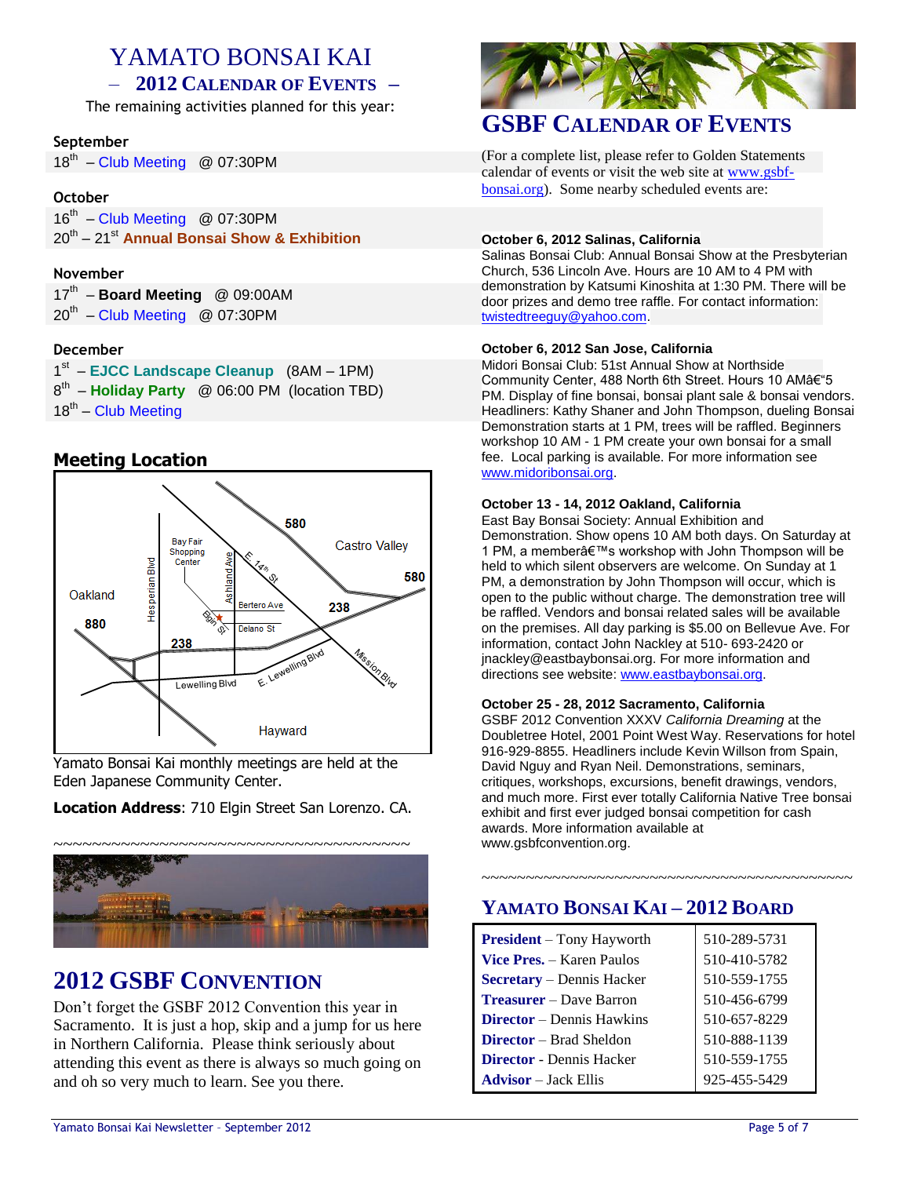# YAMATO BONSAI KAI

## – 2012 CALENDAR OF EVENTS –

The remaining activities planned for this year:

**September**

18th – Club Meeting @ 07:30PM

**October**

16th – Club Meeting @ 07:30PM

20th – 21st **Annual Bonsai Show & Exhibition**

**November**

17th – **Board Meeting** @ 09:00AM

20th – Club Meeting @ 07:30PM

**December**

1st – **EJCC Landscape Cleanup** (8AM – 1PM)

8th – **Holiday Party** @ 06:00 PM (location TBD)

18th – Club Meeting

## Meeting Location

Yamato Bonsai Kai monthly meetings are held at the Eden Japanese Community Center.

**Location Address**: 710 Elgin Street San Lorenzo. CA.

~~~~~~~~~~~~~~~~~~~~~~~~~~~~~~~~~~~~~~~~

## 2012 GSBF CONVENTION

Don't forget the GSBF 2012 Convention this year in Sacramento. It is just a hop, skip and a jump for us here in Northern California. Please think seriously about attending this event as there is always so much going on and oh so very much to learn. See you there.

## GSBF CALENDAR OF EVENTS

(For a complete list, please refer to Golden Statements calendar of events or visit the web site at www.gsbf-bonsai.org). Some nearby scheduled events are:

**October 6, 2012 Salinas, California**
Salinas Bonsai Club: Annual Bonsai Show at the Presbyterian Church, 536 Lincoln Ave. Hours are 10 AM to 4 PM with demonstration by Katsumi Kinoshita at 1:30 PM. There will be door prizes and demo tree raffle. For contact information: twistedtreeguy@yahoo.com.

**October 6, 2012 San Jose, California**
Midori Bonsai Club: 51st Annual Show at Northside Community Center, 488 North 6th Street. Hours 10 AMâ€"5 PM. Display of fine bonsai, bonsai plant sale & bonsai vendors. Headliners: Kathy Shaner and John Thompson, dueling Bonsai Demonstration starts at 1 PM, trees will be raffled. Beginners workshop 10 AM - 1 PM create your own bonsai for a small fee. Local parking is available. For more information see www.midoribonsai.org.

**October 13 - 14, 2012 Oakland, California**
East Bay Bonsai Society: Annual Exhibition and Demonstration. Show opens 10 AM both days. On Saturday at 1 PM, a memberâ€™s workshop with John Thompson will be held to which silent observers are welcome. On Sunday at 1 PM, a demonstration by John Thompson will occur, which is open to the public without charge. The demonstration tree will be raffled. Vendors and bonsai related sales will be available on the premises. All day parking is $5.00 on Bellevue Ave. For information, contact John Nackley at 510- 693-2420 or jnackley@eastbaybonsai.org. For more information and directions see website: www.eastbaybonsai.org.

**October 25 - 28, 2012 Sacramento, California**
GSBF 2012 Convention XXXV *California Dreaming* at the Doubletree Hotel, 2001 Point West Way. Reservations for hotel 916-929-8855. Headliners include Kevin Willson from Spain, David Nguy and Ryan Neil. Demonstrations, seminars, critiques, workshops, excursions, benefit drawings, vendors, and much more. First ever totally California Native Tree bonsai exhibit and first ever judged bonsai competition for cash awards. More information available at www.gsbfconvention.org.

~~~~~~~~~~~~~~~~~~~~~~~~~~~~~~~~~~~~~~~~~~~~

## YAMATO BONSAI KAI – 2012 BOARD

| | |
|---|---|
| **President** – Tony Hayworth | 510-289-5731 |
| **Vice Pres.** – Karen Paulos | 510-410-5782 |
| **Secretary** – Dennis Hacker | 510-559-1755 |
| **Treasurer** – Dave Barron | 510-456-6799 |
| **Director** – Dennis Hawkins | 510-657-8229 |
| **Director** – Brad Sheldon | 510-888-1139 |
| **Director** - Dennis Hacker | 510-559-1755 |
| **Advisor** – Jack Ellis | 925-455-5429 |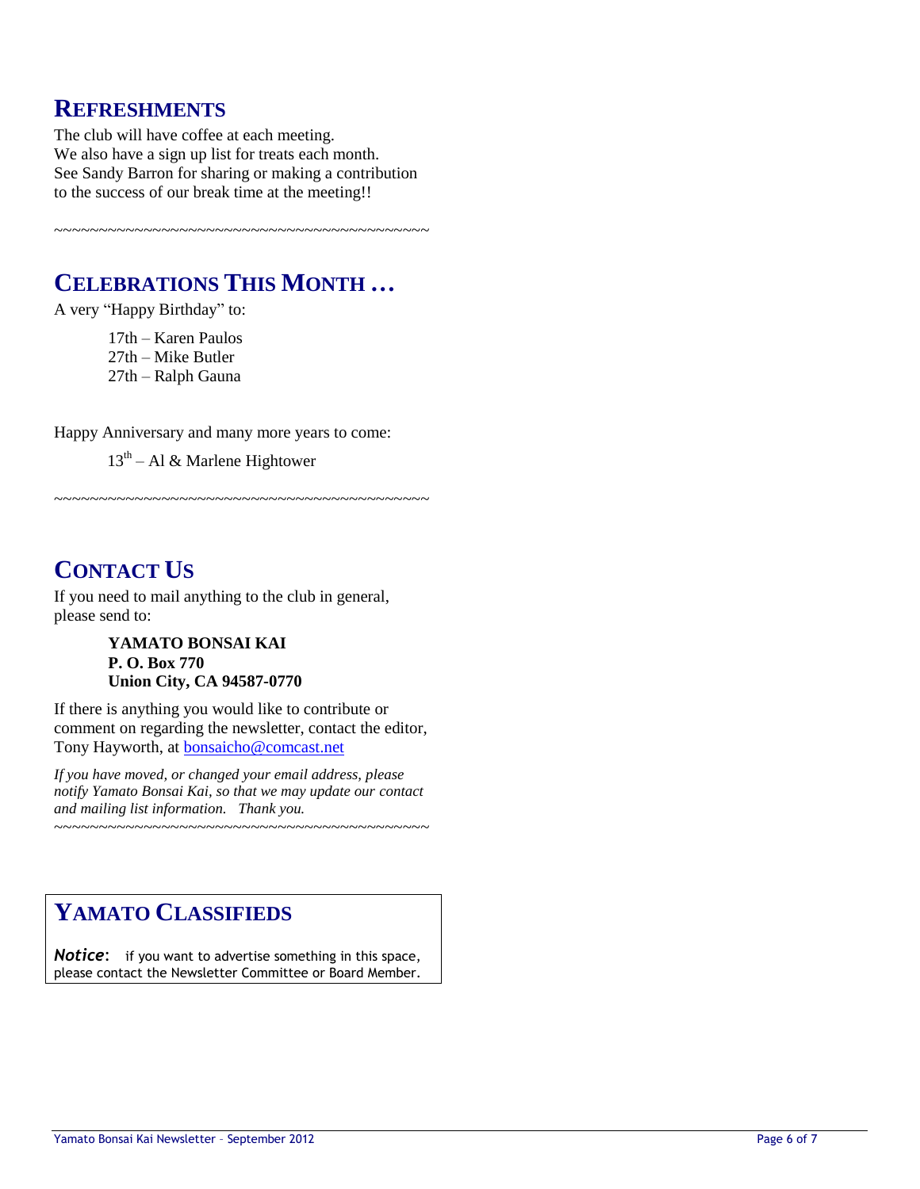## Refreshments

The club will have coffee at each meeting.
We also have a sign up list for treats each month.
See Sandy Barron for sharing or making a contribution to the success of our break time at the meeting!!

~~~~~~~~~~~~~~~~~~~~~~~~~~~~~~~~~~~~~~~~~~~~~~~~~~

## Celebrations This Month …

A very "Happy Birthday" to:

17th – Karen Paulos
27th – Mike Butler
27th – Ralph Gauna

Happy Anniversary and many more years to come:

13th – Al & Marlene Hightower

~~~~~~~~~~~~~~~~~~~~~~~~~~~~~~~~~~~~~~~~~~~~~~~~~~

## Contact Us

If you need to mail anything to the club in general, please send to:

**YAMATO BONSAI KAI**
**P. O. Box 770**
**Union City, CA 94587-0770**

If there is anything you would like to contribute or comment on regarding the newsletter, contact the editor, Tony Hayworth, at bonsaicho@comcast.net

*If you have moved, or changed your email address, please notify Yamato Bonsai Kai, so that we may update our contact and mailing list information. Thank you.*

~~~~~~~~~~~~~~~~~~~~~~~~~~~~~~~~~~~~~~~~~~~~~~~~~~

## Yamato Classifieds

***Notice***: if you want to advertise something in this space, please contact the Newsletter Committee or Board Member.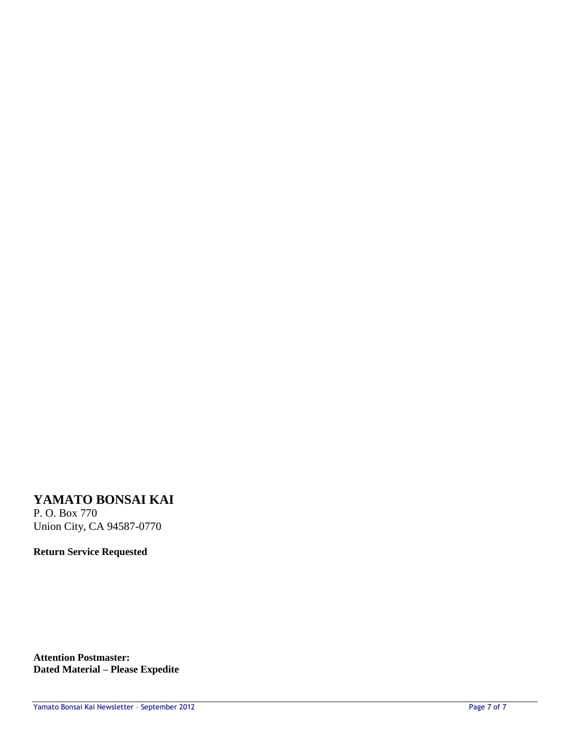**YAMATO BONSAI KAI**
P. O. Box 770
Union City, CA 94587-0770

**Return Service Requested**

**Attention Postmaster:**
**Dated Material – Please Expedite**